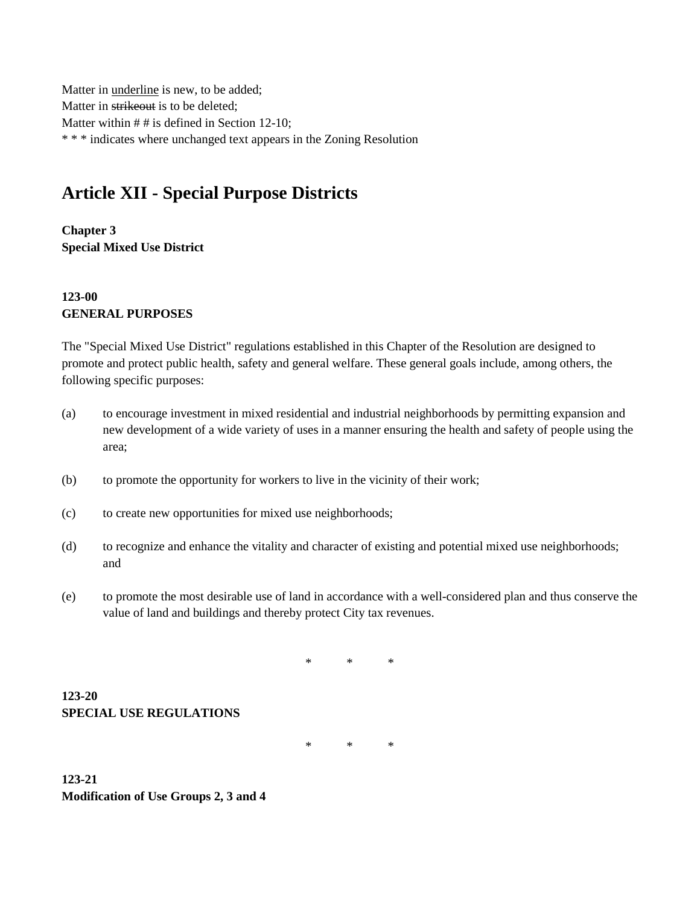Matter in <u>underline</u> is new, to be added;
Matter in ~~strikeout~~ is to be deleted;
Matter within # # is defined in Section 12-10;
* * * indicates where unchanged text appears in the Zoning Resolution

# Article XII - Special Purpose Districts

**Chapter 3**
**Special Mixed Use District**

**123-00**
**GENERAL PURPOSES**

The "Special Mixed Use District" regulations established in this Chapter of the Resolution are designed to promote and protect public health, safety and general welfare. These general goals include, among others, the following specific purposes:

(a) to encourage investment in mixed residential and industrial neighborhoods by permitting expansion and new development of a wide variety of uses in a manner ensuring the health and safety of people using the area;

(b) to promote the opportunity for workers to live in the vicinity of their work;

(c) to create new opportunities for mixed use neighborhoods;

(d) to recognize and enhance the vitality and character of existing and potential mixed use neighborhoods; and

(e) to promote the most desirable use of land in accordance with a well-considered plan and thus conserve the value of land and buildings and thereby protect City tax revenues.

\* \* \*

**123-20**
**SPECIAL USE REGULATIONS**

\* \* \*

**123-21**
**Modification of Use Groups 2, 3 and 4**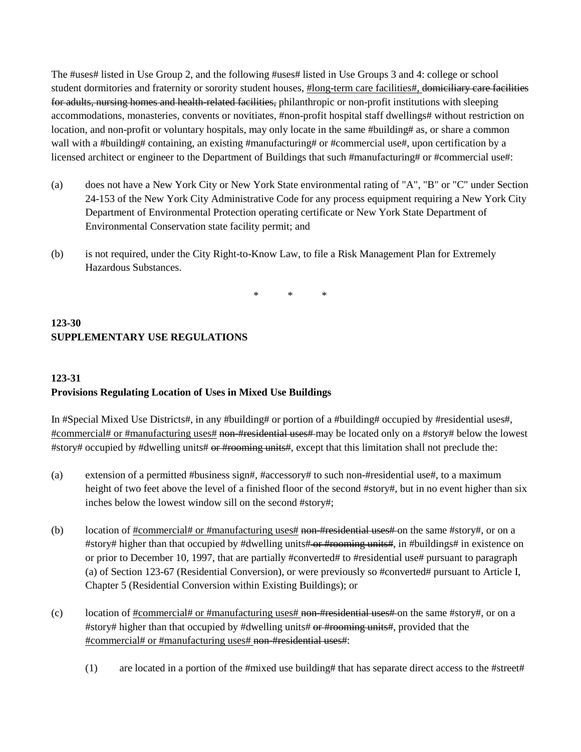The #uses# listed in Use Group 2, and the following #uses# listed in Use Groups 3 and 4: college or school student dormitories and fraternity or sorority student houses, <u>#long-term care facilities#,</u> ~~domiciliary care facilities for adults, nursing homes and health-related facilities,~~ philanthropic or non-profit institutions with sleeping accommodations, monasteries, convents or novitiates, #non-profit hospital staff dwellings# without restriction on location, and non-profit or voluntary hospitals, may only locate in the same #building# as, or share a common wall with a #building# containing, an existing #manufacturing# or #commercial use#, upon certification by a licensed architect or engineer to the Department of Buildings that such #manufacturing# or #commercial use#:

(a) does not have a New York City or New York State environmental rating of "A", "B" or "C" under Section 24-153 of the New York City Administrative Code for any process equipment requiring a New York City Department of Environmental Protection operating certificate or New York State Department of Environmental Conservation state facility permit; and

(b) is not required, under the City Right-to-Know Law, to file a Risk Management Plan for Extremely Hazardous Substances.

\* \* \*

**123-30**
**SUPPLEMENTARY USE REGULATIONS**

**123-31**
**Provisions Regulating Location of Uses in Mixed Use Buildings**

In #Special Mixed Use Districts#, in any #building# or portion of a #building# occupied by #residential uses#, <u>#commercial# or #manufacturing uses#</u> ~~non-#residential uses#~~ may be located only on a #story# below the lowest #story# occupied by #dwelling units# ~~or #rooming units#~~, except that this limitation shall not preclude the:

(a) extension of a permitted #business sign#, #accessory# to such non-#residential use#, to a maximum height of two feet above the level of a finished floor of the second #story#, but in no event higher than six inches below the lowest window sill on the second #story#;

(b) location of <u>#commercial# or #manufacturing uses#</u> ~~non-#residential uses#~~ on the same #story#, or on a #story# higher than that occupied by #dwelling units#~~ or #rooming units#~~, in #buildings# in existence on or prior to December 10, 1997, that are partially #converted# to #residential use# pursuant to paragraph (a) of Section 123-67 (Residential Conversion), or were previously so #converted# pursuant to Article I, Chapter 5 (Residential Conversion within Existing Buildings); or

(c) location of <u>#commercial# or #manufacturing uses#</u> ~~non-#residential uses#~~ on the same #story#, or on a #story# higher than that occupied by #dwelling units# ~~or #rooming units#~~, provided that the <u>#commercial# or #manufacturing uses#</u> ~~non-#residential uses#~~:

(1) are located in a portion of the #mixed use building# that has separate direct access to the #street#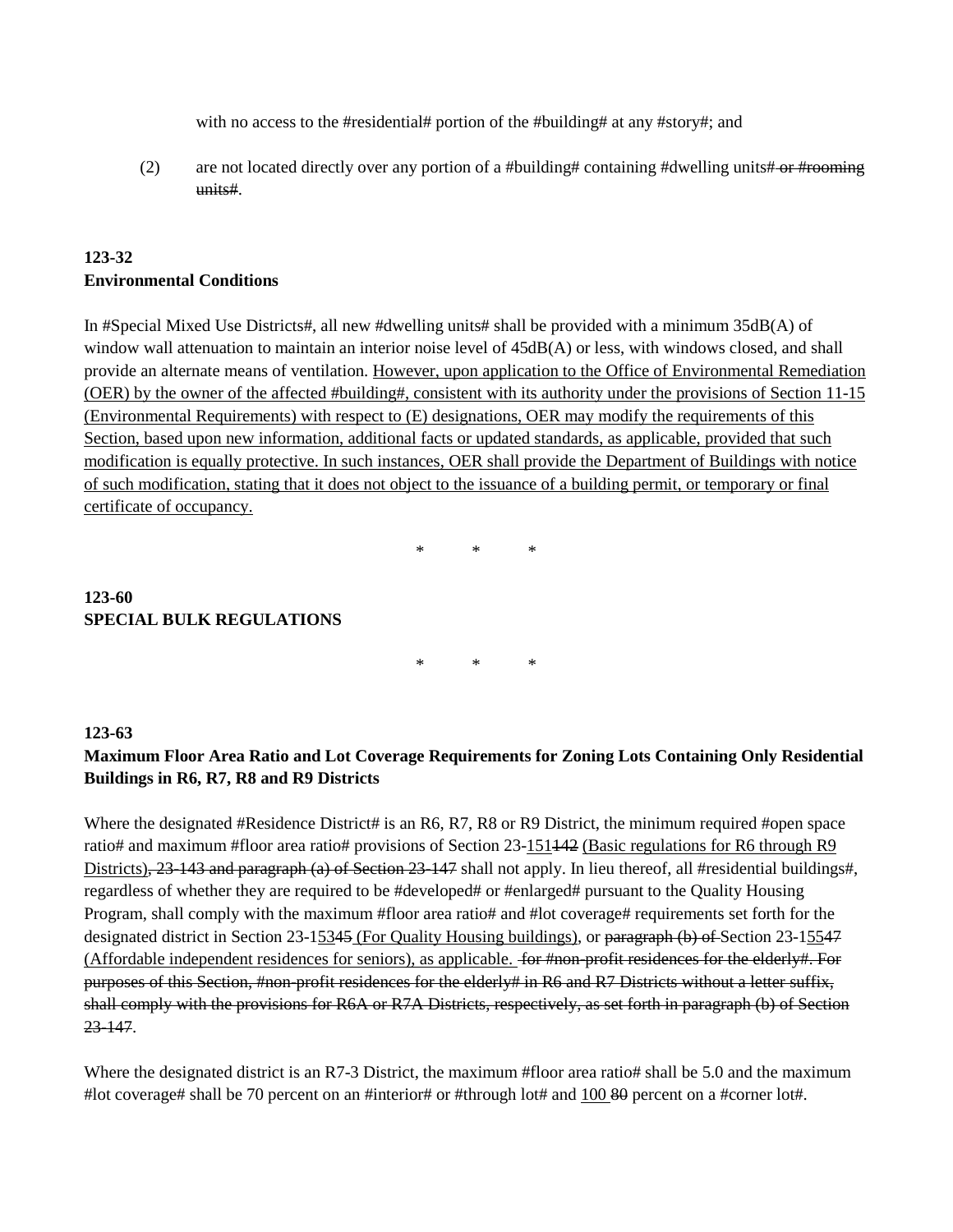with no access to the #residential# portion of the #building# at any #story#; and

(2) are not located directly over any portion of a #building# containing #dwelling units# ~~or #rooming units#~~.

**123-32**
**Environmental Conditions**

In #Special Mixed Use Districts#, all new #dwelling units# shall be provided with a minimum 35dB(A) of window wall attenuation to maintain an interior noise level of 45dB(A) or less, with windows closed, and shall provide an alternate means of ventilation. <u>However, upon application to the Office of Environmental Remediation (OER) by the owner of the affected #building#, consistent with its authority under the provisions of Section 11-15 (Environmental Requirements) with respect to (E) designations, OER may modify the requirements of this Section, based upon new information, additional facts or updated standards, as applicable, provided that such modification is equally protective. In such instances, OER shall provide the Department of Buildings with notice of such modification, stating that it does not object to the issuance of a building permit, or temporary or final certificate of occupancy.</u>

\* \* \*

**123-60**
**SPECIAL BULK REGULATIONS**

\* \* \*

**123-63**
**Maximum Floor Area Ratio and Lot Coverage Requirements for Zoning Lots Containing Only Residential Buildings in R6, R7, R8 and R9 Districts**

Where the designated #Residence District# is an R6, R7, R8 or R9 District, the minimum required #open space ratio# and maximum #floor area ratio# provisions of Section 23-<u>151</u>~~142~~ <u>(Basic regulations for R6 through R9 Districts)</u>~~, 23-143 and paragraph (a) of Section 23-147~~ shall not apply. In lieu thereof, all #residential buildings#, regardless of whether they are required to be #developed# or #enlarged# pursuant to the Quality Housing Program, shall comply with the maximum #floor area ratio# and #lot coverage# requirements set forth for the designated district in Section 23-1<u>53</u>~~45~~ <u>(For Quality Housing buildings)</u>, or ~~paragraph (b) of~~ Section 23-1<u>55</u>~~47~~ <u>(Affordable independent residences for seniors), as applicable.</u> ~~for #non-profit residences for the elderly#. For purposes of this Section, #non-profit residences for the elderly# in R6 and R7 Districts without a letter suffix, shall comply with the provisions for R6A or R7A Districts, respectively, as set forth in paragraph (b) of Section 23-147~~.

Where the designated district is an R7-3 District, the maximum #floor area ratio# shall be 5.0 and the maximum #lot coverage# shall be 70 percent on an #interior# or #through lot# and <u>100</u> ~~80~~ percent on a #corner lot#.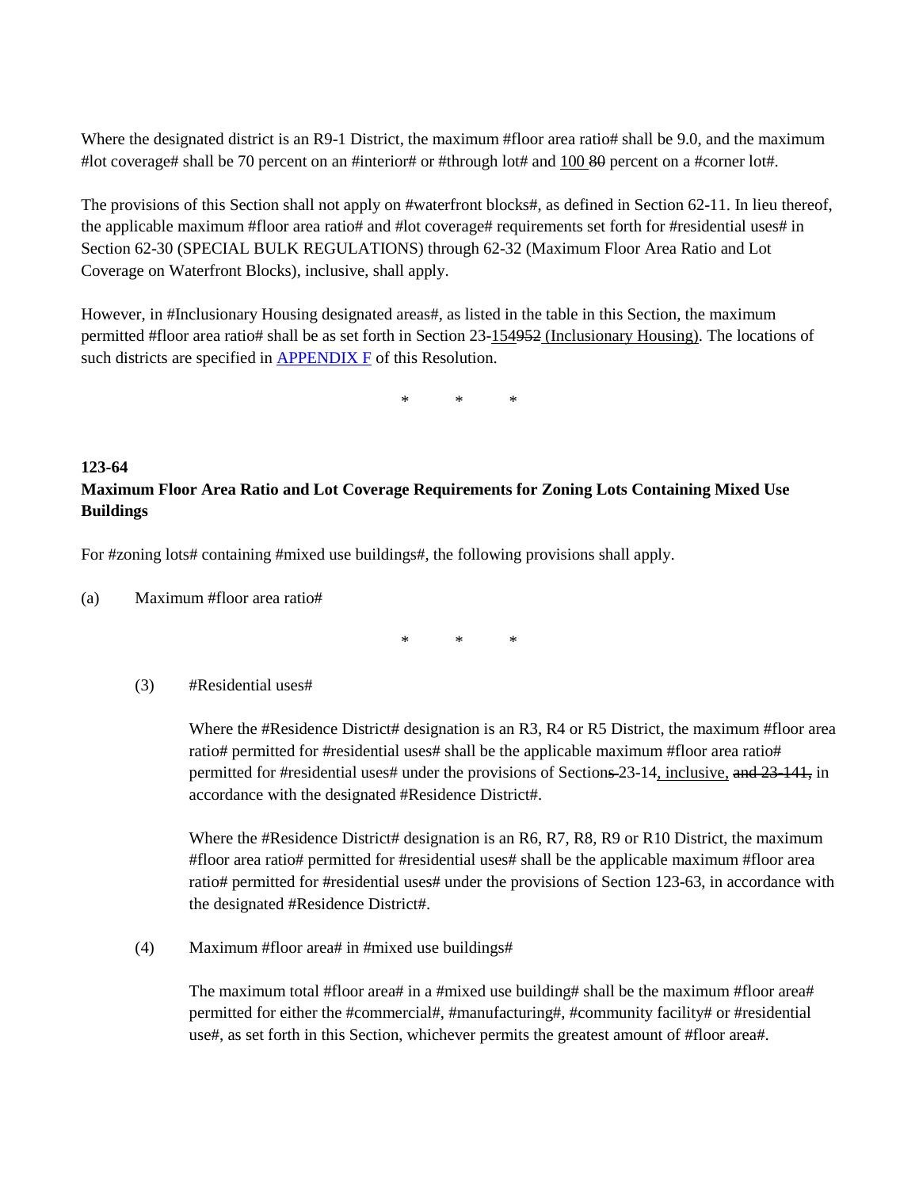Where the designated district is an R9-1 District, the maximum #floor area ratio# shall be 9.0, and the maximum #lot coverage# shall be 70 percent on an #interior# or #through lot# and <u>100</u> ~~80~~ percent on a #corner lot#.

The provisions of this Section shall not apply on #waterfront blocks#, as defined in Section 62-11. In lieu thereof, the applicable maximum #floor area ratio# and #lot coverage# requirements set forth for #residential uses# in Section 62-30 (SPECIAL BULK REGULATIONS) through 62-32 (Maximum Floor Area Ratio and Lot Coverage on Waterfront Blocks), inclusive, shall apply.

However, in #Inclusionary Housing designated areas#, as listed in the table in this Section, the maximum permitted #floor area ratio# shall be as set forth in Section 23-<u>154</u>~~952~~ <u>(Inclusionary Housing)</u>. The locations of such districts are specified in [APPENDIX F]() of this Resolution.

\*       \*       \*

**123-64**
**Maximum Floor Area Ratio and Lot Coverage Requirements for Zoning Lots Containing Mixed Use Buildings**

For #zoning lots# containing #mixed use buildings#, the following provisions shall apply.

(a) Maximum #floor area ratio#

\*       \*       \*

(3) #Residential uses#

Where the #Residence District# designation is an R3, R4 or R5 District, the maximum #floor area ratio# permitted for #residential uses# shall be the applicable maximum #floor area ratio# permitted for #residential uses# under the provisions of Section~~s~~ 23-14<u>, inclusive,</u> ~~and 23-141,~~ in accordance with the designated #Residence District#.

Where the #Residence District# designation is an R6, R7, R8, R9 or R10 District, the maximum #floor area ratio# permitted for #residential uses# shall be the applicable maximum #floor area ratio# permitted for #residential uses# under the provisions of Section 123-63, in accordance with the designated #Residence District#.

(4) Maximum #floor area# in #mixed use buildings#

The maximum total #floor area# in a #mixed use building# shall be the maximum #floor area# permitted for either the #commercial#, #manufacturing#, #community facility# or #residential use#, as set forth in this Section, whichever permits the greatest amount of #floor area#.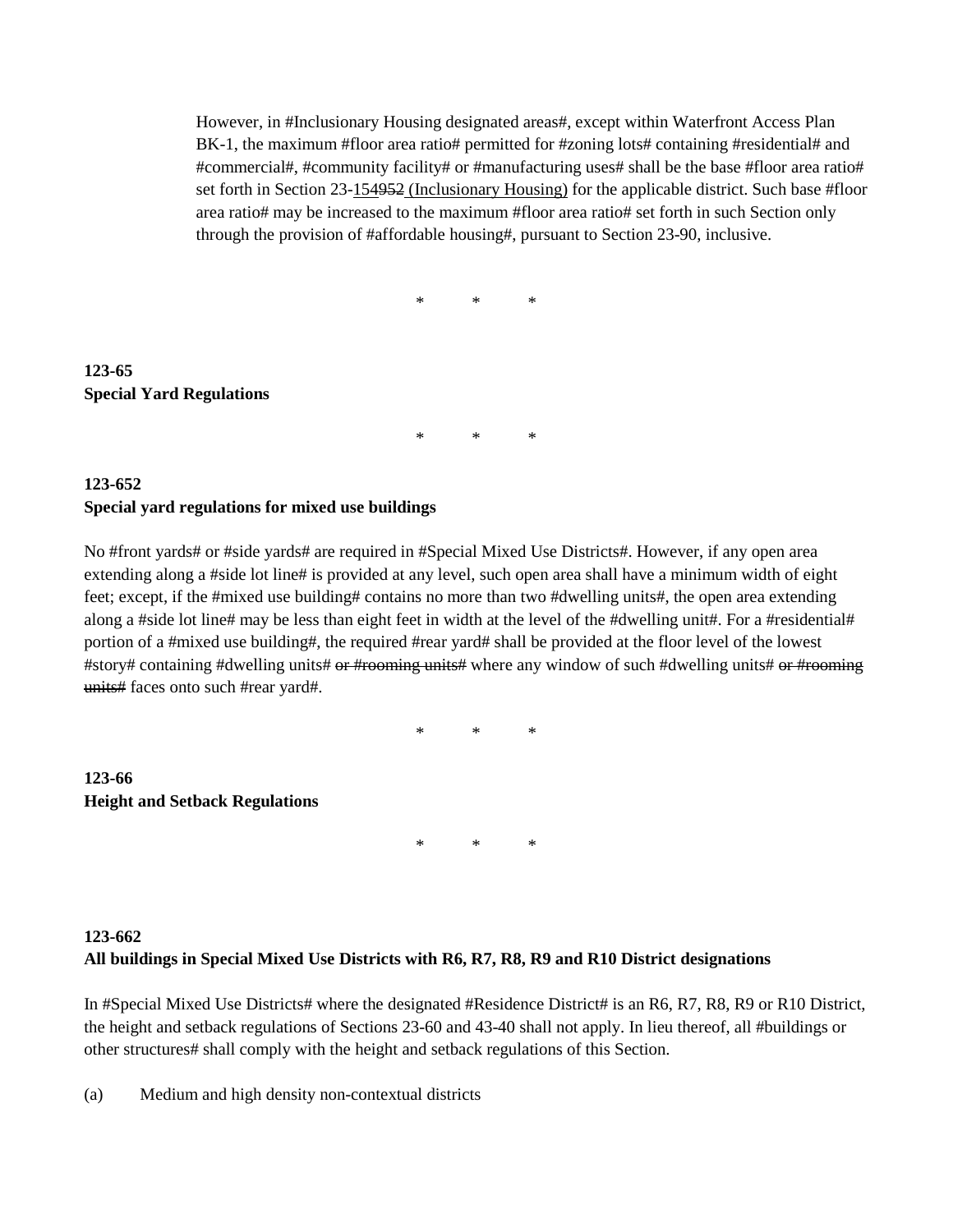However, in #Inclusionary Housing designated areas#, except within Waterfront Access Plan BK-1, the maximum #floor area ratio# permitted for #zoning lots# containing #residential# and #commercial#, #community facility# or #manufacturing uses# shall be the base #floor area ratio# set forth in Section 23-<u>154</u>~~952~~ <u>(Inclusionary Housing)</u> for the applicable district. Such base #floor area ratio# may be increased to the maximum #floor area ratio# set forth in such Section only through the provision of #affordable housing#, pursuant to Section 23-90, inclusive.

\*　　　\*　　　\*

**123-65**
**Special Yard Regulations**

\*　　　\*　　　\*

**123-652**
**Special yard regulations for mixed use buildings**

No #front yards# or #side yards# are required in #Special Mixed Use Districts#. However, if any open area extending along a #side lot line# is provided at any level, such open area shall have a minimum width of eight feet; except, if the #mixed use building# contains no more than two #dwelling units#, the open area extending along a #side lot line# may be less than eight feet in width at the level of the #dwelling unit#. For a #residential# portion of a #mixed use building#, the required #rear yard# shall be provided at the floor level of the lowest #story# containing #dwelling units# ~~or #rooming units#~~ where any window of such #dwelling units# ~~or #rooming units#~~ faces onto such #rear yard#.

\*　　　\*　　　\*

**123-66**
**Height and Setback Regulations**

\*　　　\*　　　\*

**123-662**
**All buildings in Special Mixed Use Districts with R6, R7, R8, R9 and R10 District designations**

In #Special Mixed Use Districts# where the designated #Residence District# is an R6, R7, R8, R9 or R10 District, the height and setback regulations of Sections 23-60 and 43-40 shall not apply. In lieu thereof, all #buildings or other structures# shall comply with the height and setback regulations of this Section.

(a)　Medium and high density non-contextual districts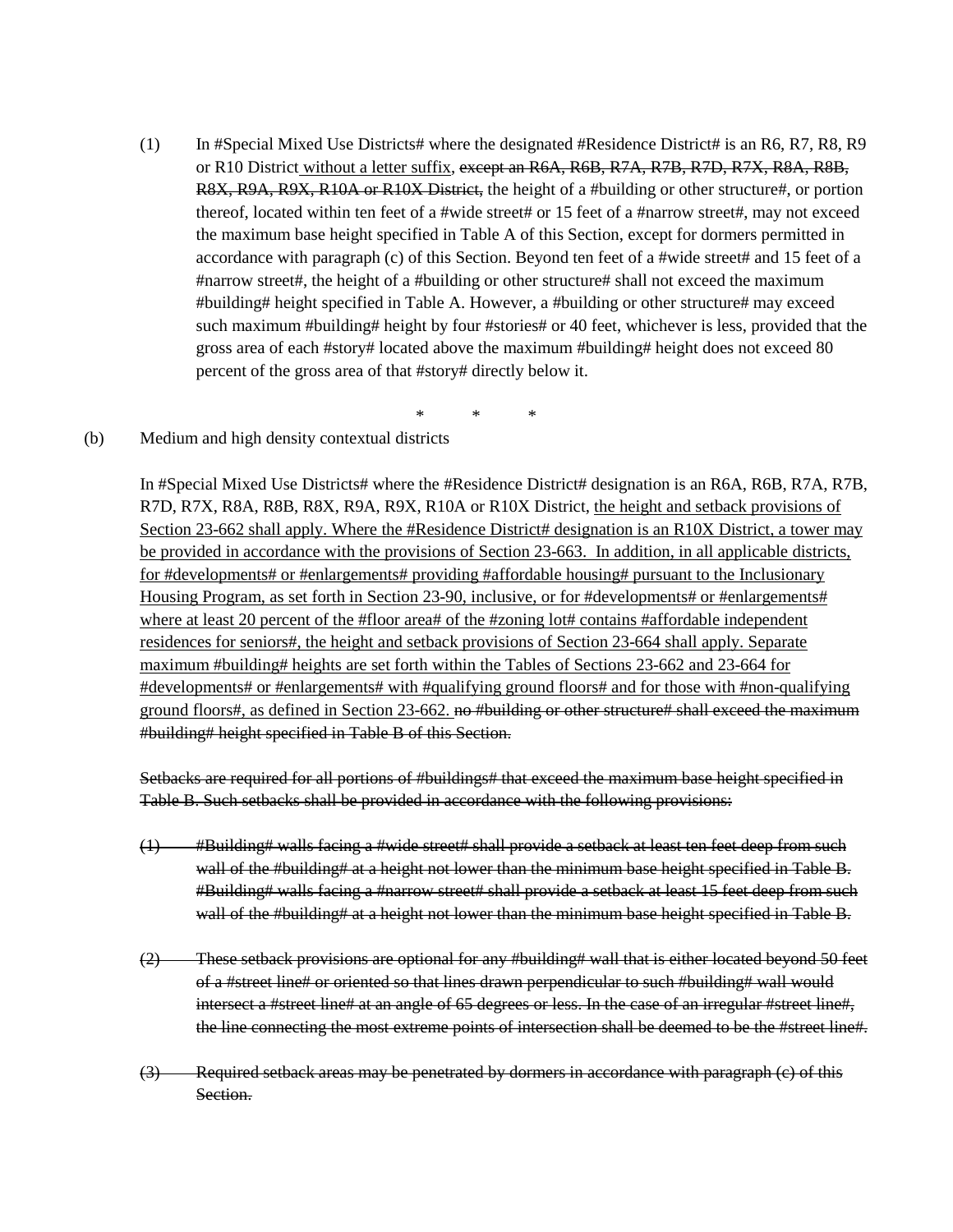(1) In #Special Mixed Use Districts# where the designated #Residence District# is an R6, R7, R8, R9 or R10 District <u>without a letter suffix</u>, ~~except an R6A, R6B, R7A, R7B, R7D, R7X, R8A, R8B, R8X, R9A, R9X, R10A or R10X District,~~ the height of a #building or other structure#, or portion thereof, located within ten feet of a #wide street# or 15 feet of a #narrow street#, may not exceed the maximum base height specified in Table A of this Section, except for dormers permitted in accordance with paragraph (c) of this Section. Beyond ten feet of a #wide street# and 15 feet of a #narrow street#, the height of a #building or other structure# shall not exceed the maximum #building# height specified in Table A. However, a #building or other structure# may exceed such maximum #building# height by four #stories# or 40 feet, whichever is less, provided that the gross area of each #story# located above the maximum #building# height does not exceed 80 percent of the gross area of that #story# directly below it.

\*  \*  \*

(b) Medium and high density contextual districts

In #Special Mixed Use Districts# where the #Residence District# designation is an R6A, R6B, R7A, R7B, R7D, R7X, R8A, R8B, R8X, R9A, R9X, R10A or R10X District, <u>the height and setback provisions of Section 23-662 shall apply. Where the #Residence District# designation is an R10X District, a tower may be provided in accordance with the provisions of Section 23-663. In addition, in all applicable districts, for #developments# or #enlargements# providing #affordable housing# pursuant to the Inclusionary Housing Program, as set forth in Section 23-90, inclusive, or for #developments# or #enlargements# where at least 20 percent of the #floor area# of the #zoning lot# contains #affordable independent residences for seniors#, the height and setback provisions of Section 23-664 shall apply. Separate maximum #building# heights are set forth within the Tables of Sections 23-662 and 23-664 for #developments# or #enlargements# with #qualifying ground floors# and for those with #non-qualifying ground floors#, as defined in Section 23-662.</u> ~~no #building or other structure# shall exceed the maximum #building# height specified in Table B of this Section.~~

~~Setbacks are required for all portions of #buildings# that exceed the maximum base height specified in Table B. Such setbacks shall be provided in accordance with the following provisions:~~

~~(1) #Building# walls facing a #wide street# shall provide a setback at least ten feet deep from such wall of the #building# at a height not lower than the minimum base height specified in Table B. #Building# walls facing a #narrow street# shall provide a setback at least 15 feet deep from such wall of the #building# at a height not lower than the minimum base height specified in Table B.~~

~~(2) These setback provisions are optional for any #building# wall that is either located beyond 50 feet of a #street line# or oriented so that lines drawn perpendicular to such #building# wall would intersect a #street line# at an angle of 65 degrees or less. In the case of an irregular #street line#, the line connecting the most extreme points of intersection shall be deemed to be the #street line#.~~

~~(3) Required setback areas may be penetrated by dormers in accordance with paragraph (c) of this Section.~~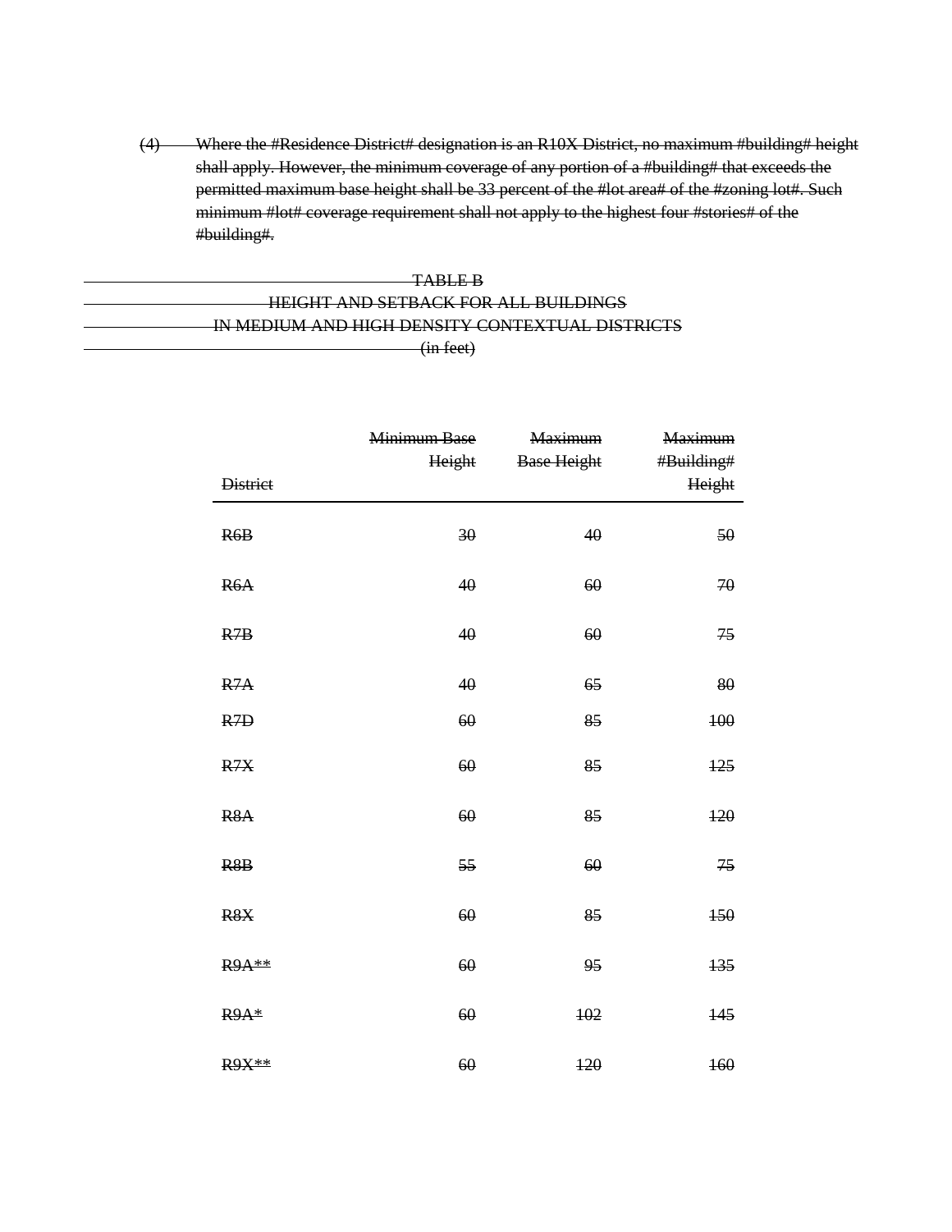~~(4) Where the #Residence District# designation is an R10X District, no maximum #building# height shall apply. However, the minimum coverage of any portion of a #building# that exceeds the permitted maximum base height shall be 33 percent of the #lot area# of the #zoning lot#. Such minimum #lot# coverage requirement shall not apply to the highest four #stories# of the #building#.~~

~~TABLE B~~
~~HEIGHT AND SETBACK FOR ALL BUILDINGS~~
~~IN MEDIUM AND HIGH DENSITY CONTEXTUAL DISTRICTS~~
~~(in feet)~~

| ~~District~~ | ~~Minimum Base Height~~ | ~~Maximum Base Height~~ | ~~Maximum #Building# Height~~ |
|---|---|---|---|
| ~~R6B~~ | ~~30~~ | ~~40~~ | ~~50~~ |
| ~~R6A~~ | ~~40~~ | ~~60~~ | ~~70~~ |
| ~~R7B~~ | ~~40~~ | ~~60~~ | ~~75~~ |
| ~~R7A~~ | ~~40~~ | ~~65~~ | ~~80~~ |
| ~~R7D~~ | ~~60~~ | ~~85~~ | ~~100~~ |
| ~~R7X~~ | ~~60~~ | ~~85~~ | ~~125~~ |
| ~~R8A~~ | ~~60~~ | ~~85~~ | ~~120~~ |
| ~~R8B~~ | ~~55~~ | ~~60~~ | ~~75~~ |
| ~~R8X~~ | ~~60~~ | ~~85~~ | ~~150~~ |
| ~~R9A**~~ | ~~60~~ | ~~95~~ | ~~135~~ |
| ~~R9A*~~ | ~~60~~ | ~~102~~ | ~~145~~ |
| ~~R9X**~~ | ~~60~~ | ~~120~~ | ~~160~~ |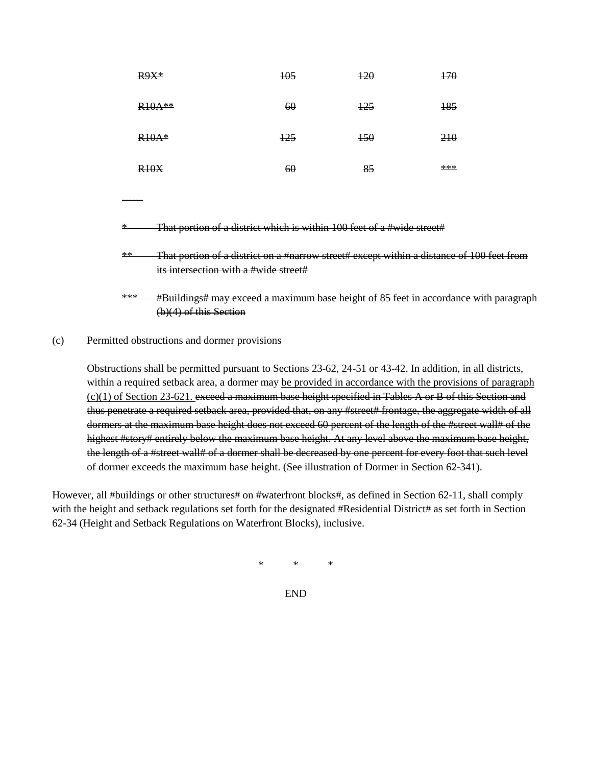| | | | |
|---|---|---|---|
| ~~R9X*~~ | ~~105~~ | ~~120~~ | ~~170~~ |
| ~~R10A**~~ | ~~60~~ | ~~125~~ | ~~185~~ |
| ~~R10A*~~ | ~~125~~ | ~~150~~ | ~~210~~ |
| ~~R10X~~ | ~~60~~ | ~~85~~ | ~~***~~ |

~~-----~~

~~* That portion of a district which is within 100 feet of a #wide street#~~

~~** That portion of a district on a #narrow street# except within a distance of 100 feet from its intersection with a #wide street#~~

~~*** #Buildings# may exceed a maximum base height of 85 feet in accordance with paragraph (b)(4) of this Section~~

(c) Permitted obstructions and dormer provisions

Obstructions shall be permitted pursuant to Sections 23-62, 24-51 or 43-42. In addition, <u>in all districts,</u> within a required setback area, a dormer may <u>be provided in accordance with the provisions of paragraph (c)(1) of Section 23-621.</u> ~~exceed a maximum base height specified in Tables A or B of this Section and thus penetrate a required setback area, provided that, on any #street# frontage, the aggregate width of all dormers at the maximum base height does not exceed 60 percent of the length of the #street wall# of the highest #story# entirely below the maximum base height. At any level above the maximum base height, the length of a #street wall# of a dormer shall be decreased by one percent for every foot that such level of dormer exceeds the maximum base height. (See illustration of Dormer in Section 62-341).~~

However, all #buildings or other structures# on #waterfront blocks#, as defined in Section 62-11, shall comply with the height and setback regulations set forth for the designated #Residential District# as set forth in Section 62-34 (Height and Setback Regulations on Waterfront Blocks), inclusive.

\* \* \*

END